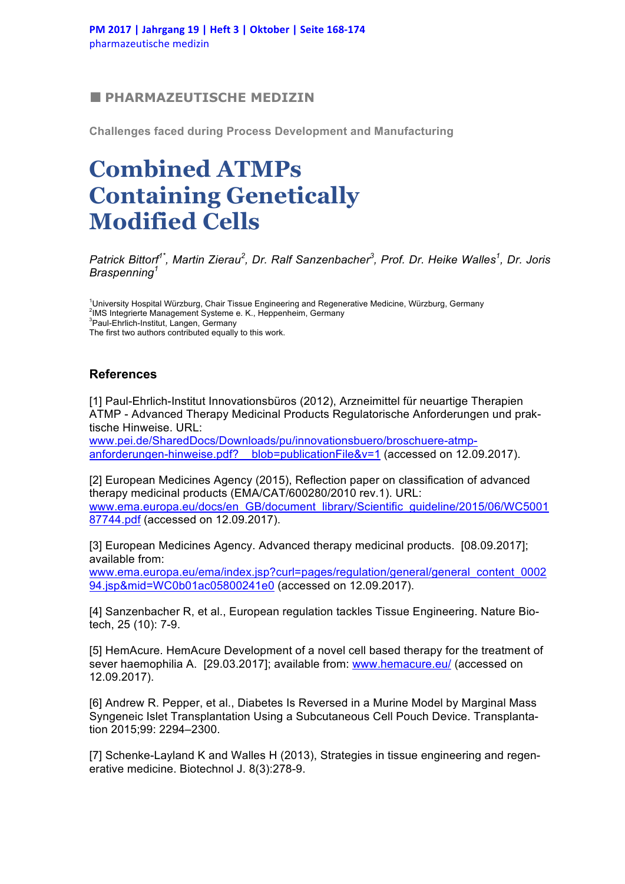■ PHARMAZEUTISCHE MEDIZIN

Challenges faced during Process Development and Manufacturing

# Combined ATMPs Containing Genetically Modified Cells

*Patrick Bittorf[1*], Martin Zierau[2], Dr. Ralf Sanzenbacher[3], Prof. Dr. Heike Walles[1], Dr. Joris Braspenning[1]*

[1]University Hospital Würzburg, Chair Tissue Engineering and Regenerative Medicine, Würzburg, Germany
[2]IMS Integrierte Management Systeme e. K., Heppenheim, Germany
[3]Paul-Ehrlich-Institut, Langen, Germany
The first two authors contributed equally to this work.

## References

[1] Paul-Ehrlich-Institut Innovationsbüros (2012), Arzneimittel für neuartige Therapien ATMP - Advanced Therapy Medicinal Products Regulatorische Anforderungen und praktische Hinweise. URL: www.pei.de/SharedDocs/Downloads/pu/innovationsbuero/broschuere-atmp-anforderungen-hinweise.pdf?__blob=publicationFile&v=1 (accessed on 12.09.2017).

[2] European Medicines Agency (2015), Reflection paper on classification of advanced therapy medicinal products (EMA/CAT/600280/2010 rev.1). URL: www.ema.europa.eu/docs/en_GB/document_library/Scientific_guideline/2015/06/WC500187744.pdf (accessed on 12.09.2017).

[3] European Medicines Agency. Advanced therapy medicinal products. [08.09.2017]; available from: www.ema.europa.eu/ema/index.jsp?curl=pages/regulation/general/general_content_000294.jsp&mid=WC0b01ac05800241e0 (accessed on 12.09.2017).

[4] Sanzenbacher R, et al., European regulation tackles Tissue Engineering. Nature Biotech, 25 (10): 7-9.

[5] HemAcure. HemAcure Development of a novel cell based therapy for the treatment of sever haemophilia A. [29.03.2017]; available from: www.hemacure.eu/ (accessed on 12.09.2017).

[6] Andrew R. Pepper, et al., Diabetes Is Reversed in a Murine Model by Marginal Mass Syngeneic Islet Transplantation Using a Subcutaneous Cell Pouch Device. Transplantation 2015;99: 2294–2300.

[7] Schenke-Layland K and Walles H (2013), Strategies in tissue engineering and regenerative medicine. Biotechnol J. 8(3):278-9.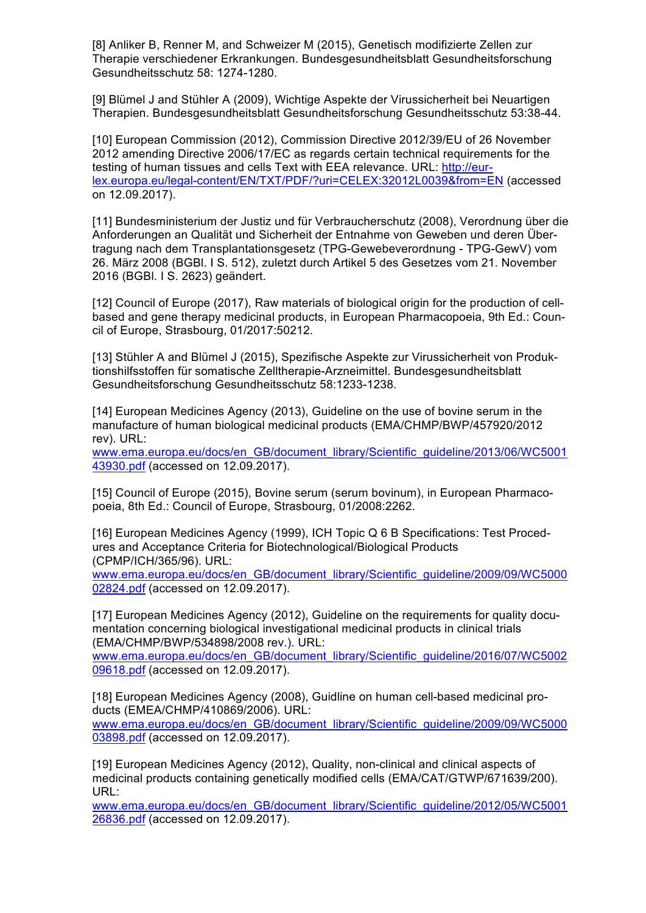[8] Anliker B, Renner M, and Schweizer M (2015), Genetisch modifizierte Zellen zur Therapie verschiedener Erkrankungen. Bundesgesundheitsblatt Gesundheitsforschung Gesundheitsschutz 58: 1274-1280.

[9] Blümel J and Stühler A (2009), Wichtige Aspekte der Virussicherheit bei Neuartigen Therapien. Bundesgesundheitsblatt Gesundheitsforschung Gesundheitsschutz 53:38-44.

[10] European Commission (2012), Commission Directive 2012/39/EU of 26 November 2012 amending Directive 2006/17/EC as regards certain technical requirements for the testing of human tissues and cells Text with EEA relevance. URL: http://eur-lex.europa.eu/legal-content/EN/TXT/PDF/?uri=CELEX:32012L0039&from=EN (accessed on 12.09.2017).

[11] Bundesministerium der Justiz und für Verbraucherschutz (2008), Verordnung über die Anforderungen an Qualität und Sicherheit der Entnahme von Geweben und deren Übertragung nach dem Transplantationsgesetz (TPG-Gewebeverordnung - TPG-GewV) vom 26. März 2008 (BGBl. I S. 512), zuletzt durch Artikel 5 des Gesetzes vom 21. November 2016 (BGBl. I S. 2623) geändert.

[12] Council of Europe (2017), Raw materials of biological origin for the production of cell-based and gene therapy medicinal products, in European Pharmacopoeia, 9th Ed.: Council of Europe, Strasbourg, 01/2017:50212.

[13] Stühler A and Blümel J (2015), Spezifische Aspekte zur Virussicherheit von Produktionshilfsstoffen für somatische Zelltherapie-Arzneimittel. Bundesgesundheitsblatt Gesundheitsforschung Gesundheitsschutz 58:1233-1238.

[14] European Medicines Agency (2013), Guideline on the use of bovine serum in the manufacture of human biological medicinal products (EMA/CHMP/BWP/457920/2012 rev). URL: www.ema.europa.eu/docs/en_GB/document_library/Scientific_guideline/2013/06/WC500143930.pdf (accessed on 12.09.2017).

[15] Council of Europe (2015), Bovine serum (serum bovinum), in European Pharmacopoeia, 8th Ed.: Council of Europe, Strasbourg, 01/2008:2262.

[16] European Medicines Agency (1999), ICH Topic Q 6 B Specifications: Test Procedures and Acceptance Criteria for Biotechnological/Biological Products (CPMP/ICH/365/96). URL: www.ema.europa.eu/docs/en_GB/document_library/Scientific_guideline/2009/09/WC500002824.pdf (accessed on 12.09.2017).

[17] European Medicines Agency (2012), Guideline on the requirements for quality documentation concerning biological investigational medicinal products in clinical trials (EMA/CHMP/BWP/534898/2008 rev.). URL: www.ema.europa.eu/docs/en_GB/document_library/Scientific_guideline/2016/07/WC500209618.pdf (accessed on 12.09.2017).

[18] European Medicines Agency (2008), Guidline on human cell-based medicinal products (EMEA/CHMP/410869/2006). URL: www.ema.europa.eu/docs/en_GB/document_library/Scientific_guideline/2009/09/WC500003898.pdf (accessed on 12.09.2017).

[19] European Medicines Agency (2012), Quality, non-clinical and clinical aspects of medicinal products containing genetically modified cells (EMA/CAT/GTWP/671639/200). URL: www.ema.europa.eu/docs/en_GB/document_library/Scientific_guideline/2012/05/WC500126836.pdf (accessed on 12.09.2017).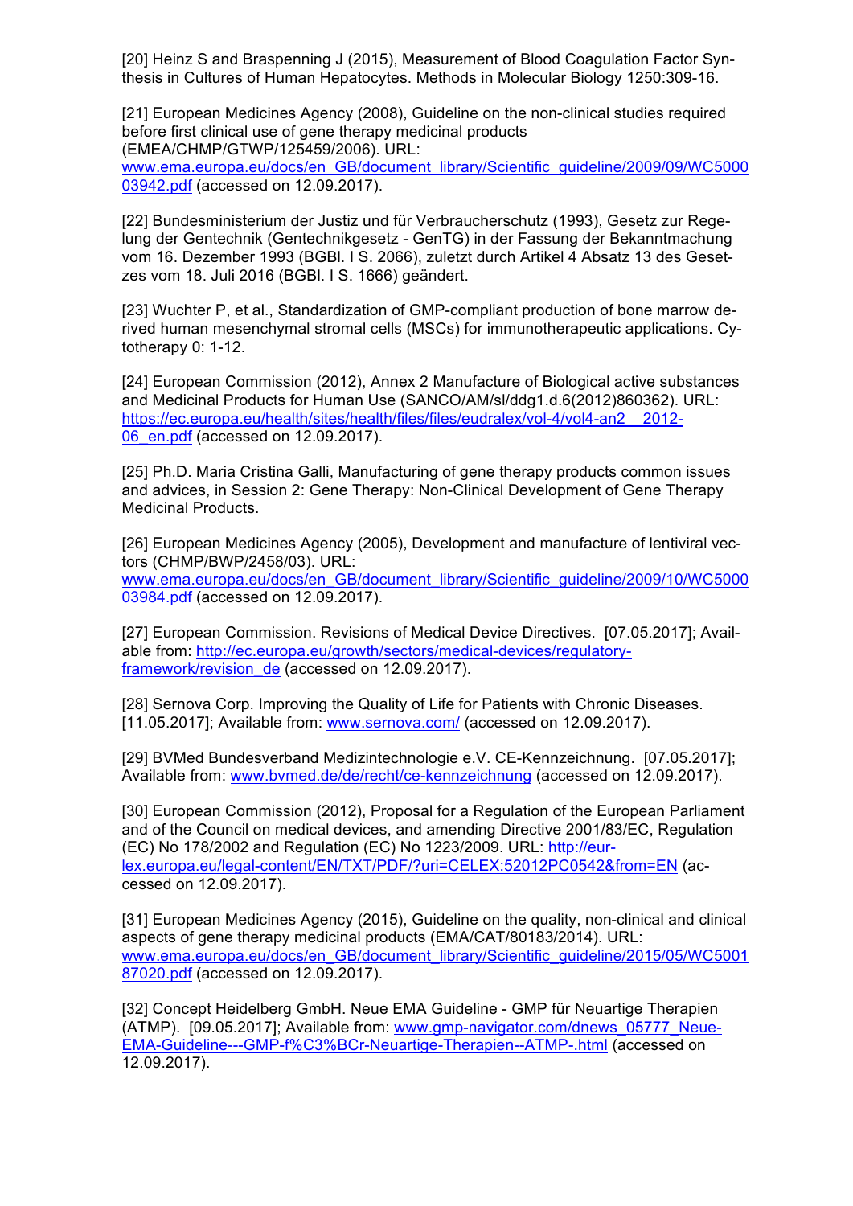[20] Heinz S and Braspenning J (2015), Measurement of Blood Coagulation Factor Synthesis in Cultures of Human Hepatocytes. Methods in Molecular Biology 1250:309-16.

[21] European Medicines Agency (2008), Guideline on the non-clinical studies required before first clinical use of gene therapy medicinal products (EMEA/CHMP/GTWP/125459/2006). URL: www.ema.europa.eu/docs/en_GB/document_library/Scientific_guideline/2009/09/WC500003942.pdf (accessed on 12.09.2017).

[22] Bundesministerium der Justiz und für Verbraucherschutz (1993), Gesetz zur Regelung der Gentechnik (Gentechnikgesetz - GenTG) in der Fassung der Bekanntmachung vom 16. Dezember 1993 (BGBl. I S. 2066), zuletzt durch Artikel 4 Absatz 13 des Gesetzes vom 18. Juli 2016 (BGBl. I S. 1666) geändert.

[23] Wuchter P, et al., Standardization of GMP-compliant production of bone marrow derived human mesenchymal stromal cells (MSCs) for immunotherapeutic applications. Cytotherapy 0: 1-12.

[24] European Commission (2012), Annex 2 Manufacture of Biological active substances and Medicinal Products for Human Use (SANCO/AM/sl/ddg1.d.6(2012)860362). URL: https://ec.europa.eu/health/sites/health/files/files/eudralex/vol-4/vol4-an2__2012-06_en.pdf (accessed on 12.09.2017).

[25] Ph.D. Maria Cristina Galli, Manufacturing of gene therapy products common issues and advices, in Session 2: Gene Therapy: Non-Clinical Development of Gene Therapy Medicinal Products.

[26] European Medicines Agency (2005), Development and manufacture of lentiviral vectors (CHMP/BWP/2458/03). URL: www.ema.europa.eu/docs/en_GB/document_library/Scientific_guideline/2009/10/WC500003984.pdf (accessed on 12.09.2017).

[27] European Commission. Revisions of Medical Device Directives. [07.05.2017]; Available from: http://ec.europa.eu/growth/sectors/medical-devices/regulatory-framework/revision_de (accessed on 12.09.2017).

[28] Sernova Corp. Improving the Quality of Life for Patients with Chronic Diseases. [11.05.2017]; Available from: www.sernova.com/ (accessed on 12.09.2017).

[29] BVMed Bundesverband Medizintechnologie e.V. CE-Kennzeichnung. [07.05.2017]; Available from: www.bvmed.de/de/recht/ce-kennzeichnung (accessed on 12.09.2017).

[30] European Commission (2012), Proposal for a Regulation of the European Parliament and of the Council on medical devices, and amending Directive 2001/83/EC, Regulation (EC) No 178/2002 and Regulation (EC) No 1223/2009. URL: http://eur-lex.europa.eu/legal-content/EN/TXT/PDF/?uri=CELEX:52012PC0542&from=EN (accessed on 12.09.2017).

[31] European Medicines Agency (2015), Guideline on the quality, non-clinical and clinical aspects of gene therapy medicinal products (EMA/CAT/80183/2014). URL: www.ema.europa.eu/docs/en_GB/document_library/Scientific_guideline/2015/05/WC500187020.pdf (accessed on 12.09.2017).

[32] Concept Heidelberg GmbH. Neue EMA Guideline - GMP für Neuartige Therapien (ATMP). [09.05.2017]; Available from: www.gmp-navigator.com/dnews_05777_Neue-EMA-Guideline---GMP-f%C3%BCr-Neuartige-Therapien--ATMP-.html (accessed on 12.09.2017).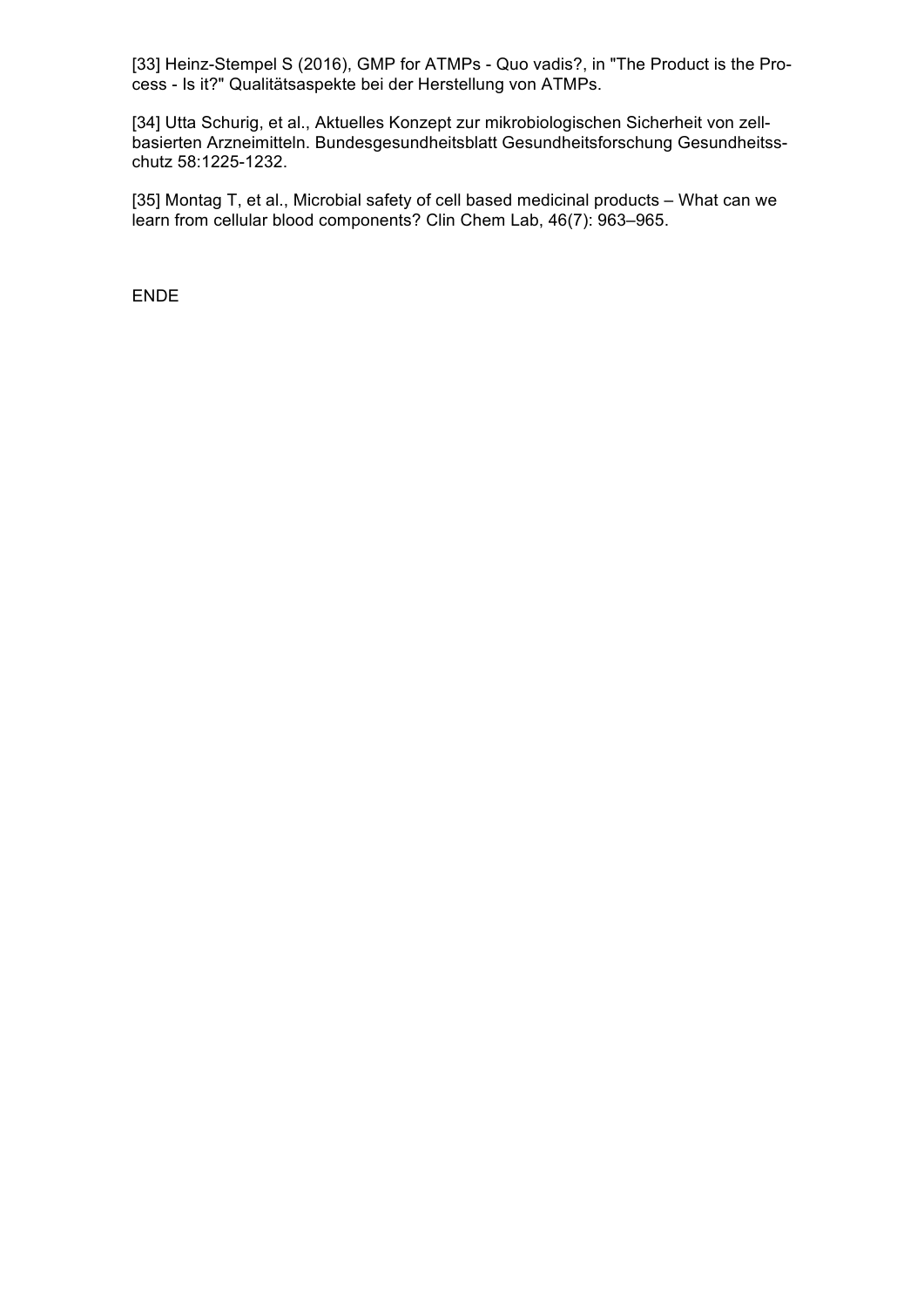[33] Heinz-Stempel S (2016), GMP for ATMPs - Quo vadis?, in "The Product is the Process - Is it?" Qualitätsaspekte bei der Herstellung von ATMPs.

[34] Utta Schurig, et al., Aktuelles Konzept zur mikrobiologischen Sicherheit von zellbasierten Arzneimitteln. Bundesgesundheitsblatt Gesundheitsforschung Gesundheitsschutz 58:1225-1232.

[35] Montag T, et al., Microbial safety of cell based medicinal products – What can we learn from cellular blood components? Clin Chem Lab, 46(7): 963–965.

ENDE